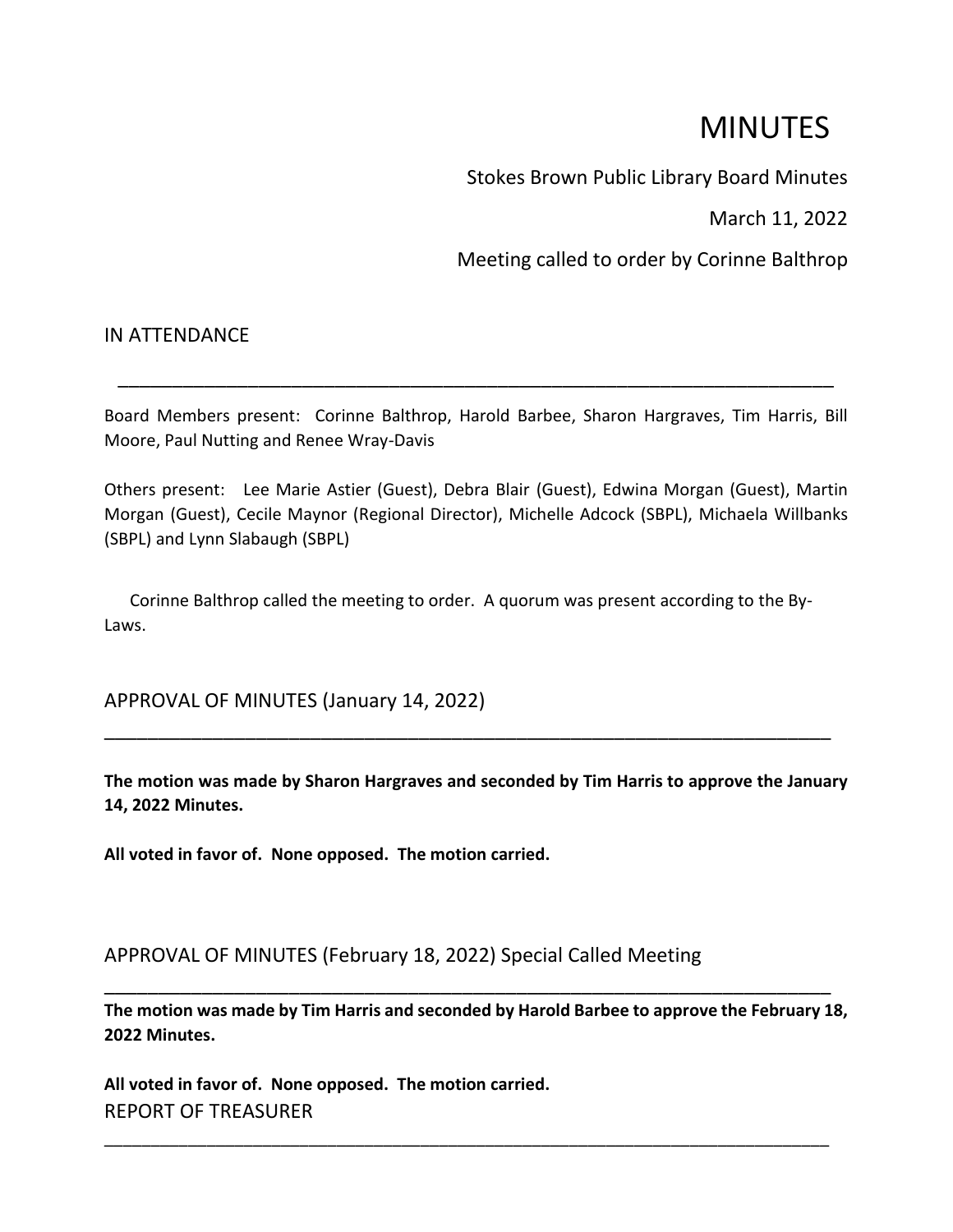# MINUTES

Stokes Brown Public Library Board Minutes

March 11, 2022

Meeting called to order by Corinne Balthrop

## IN ATTENDANCE

Board Members present: Corinne Balthrop, Harold Barbee, Sharon Hargraves, Tim Harris, Bill Moore, Paul Nutting and Renee Wray-Davis

Others present: Lee Marie Astier (Guest), Debra Blair (Guest), Edwina Morgan (Guest), Martin Morgan (Guest), Cecile Maynor (Regional Director), Michelle Adcock (SBPL), Michaela Willbanks (SBPL) and Lynn Slabaugh (SBPL)

Corinne Balthrop called the meeting to order. A quorum was present according to the By-Laws.

## APPROVAL OF MINUTES (January 14, 2022)

**The motion was made by Sharon Hargraves and seconded by Tim Harris to approve the January 14, 2022 Minutes.**

**All voted in favor of. None opposed. The motion carried.**

## APPROVAL OF MINUTES (February 18, 2022) Special Called Meeting

**The motion was made by Tim Harris and seconded by Harold Barbee to approve the February 18, 2022 Minutes.**

**All voted in favor of. None opposed. The motion carried.**

## REPORT OF TREASURER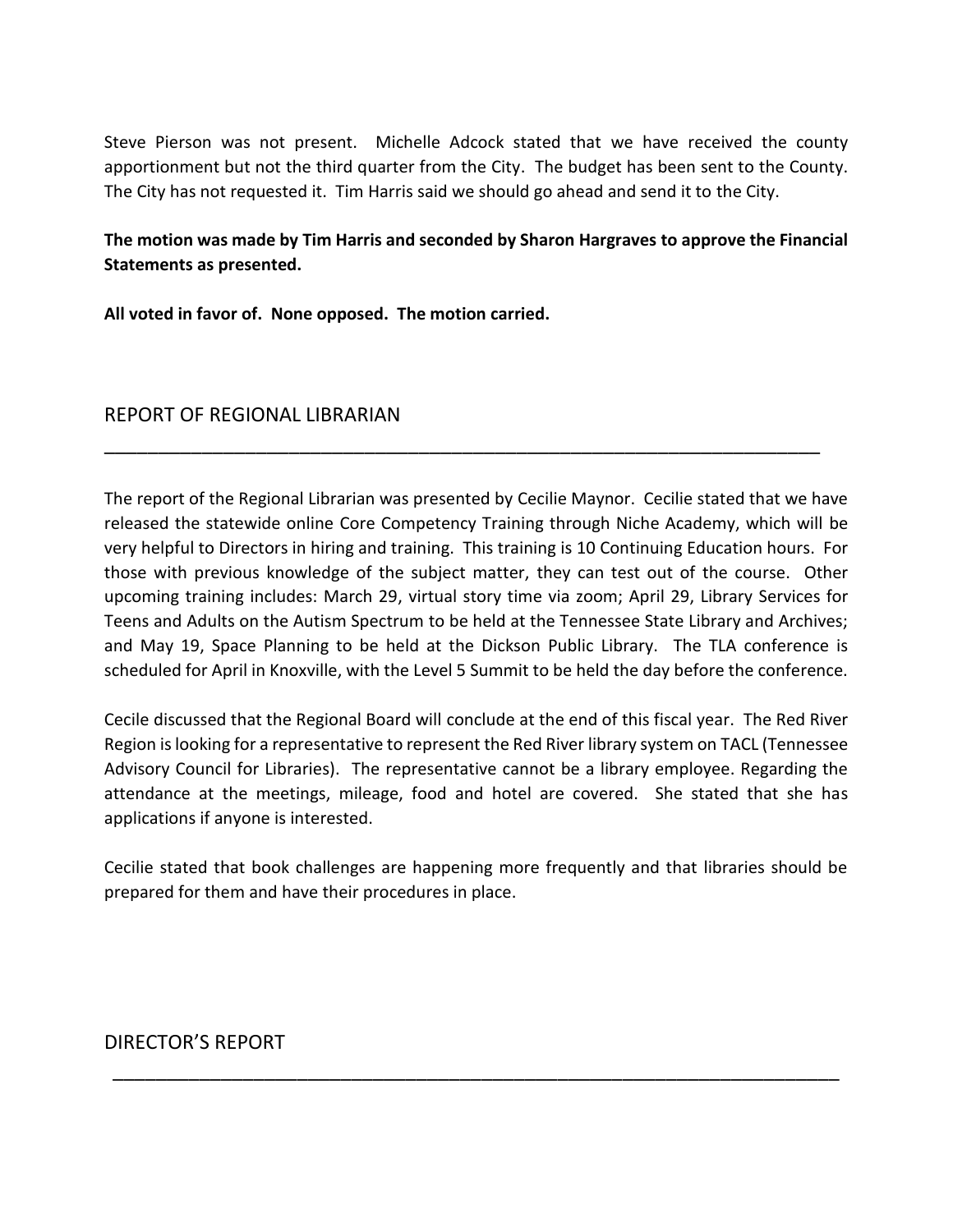Steve Pierson was not present. Michelle Adcock stated that we have received the county apportionment but not the third quarter from the City. The budget has been sent to the County. The City has not requested it. Tim Harris said we should go ahead and send it to the City.

**The motion was made by Tim Harris and seconded by Sharon Hargraves to approve the Financial Statements as presented.**

**All voted in favor of. None opposed. The motion carried.**

## REPORT OF REGIONAL LIBRARIAN

The report of the Regional Librarian was presented by Cecilie Maynor. Cecilie stated that we have released the statewide online Core Competency Training through Niche Academy, which will be very helpful to Directors in hiring and training. This training is 10 Continuing Education hours. For those with previous knowledge of the subject matter, they can test out of the course. Other upcoming training includes: March 29, virtual story time via zoom; April 29, Library Services for Teens and Adults on the Autism Spectrum to be held at the Tennessee State Library and Archives; and May 19, Space Planning to be held at the Dickson Public Library. The TLA conference is scheduled for April in Knoxville, with the Level 5 Summit to be held the day before the conference.

Cecile discussed that the Regional Board will conclude at the end of this fiscal year. The Red River Region is looking for a representative to represent the Red River library system on TACL (Tennessee Advisory Council for Libraries). The representative cannot be a library employee. Regarding the attendance at the meetings, mileage, food and hotel are covered. She stated that she has applications if anyone is interested.

Cecilie stated that book challenges are happening more frequently and that libraries should be prepared for them and have their procedures in place.

## DIRECTOR'S REPORT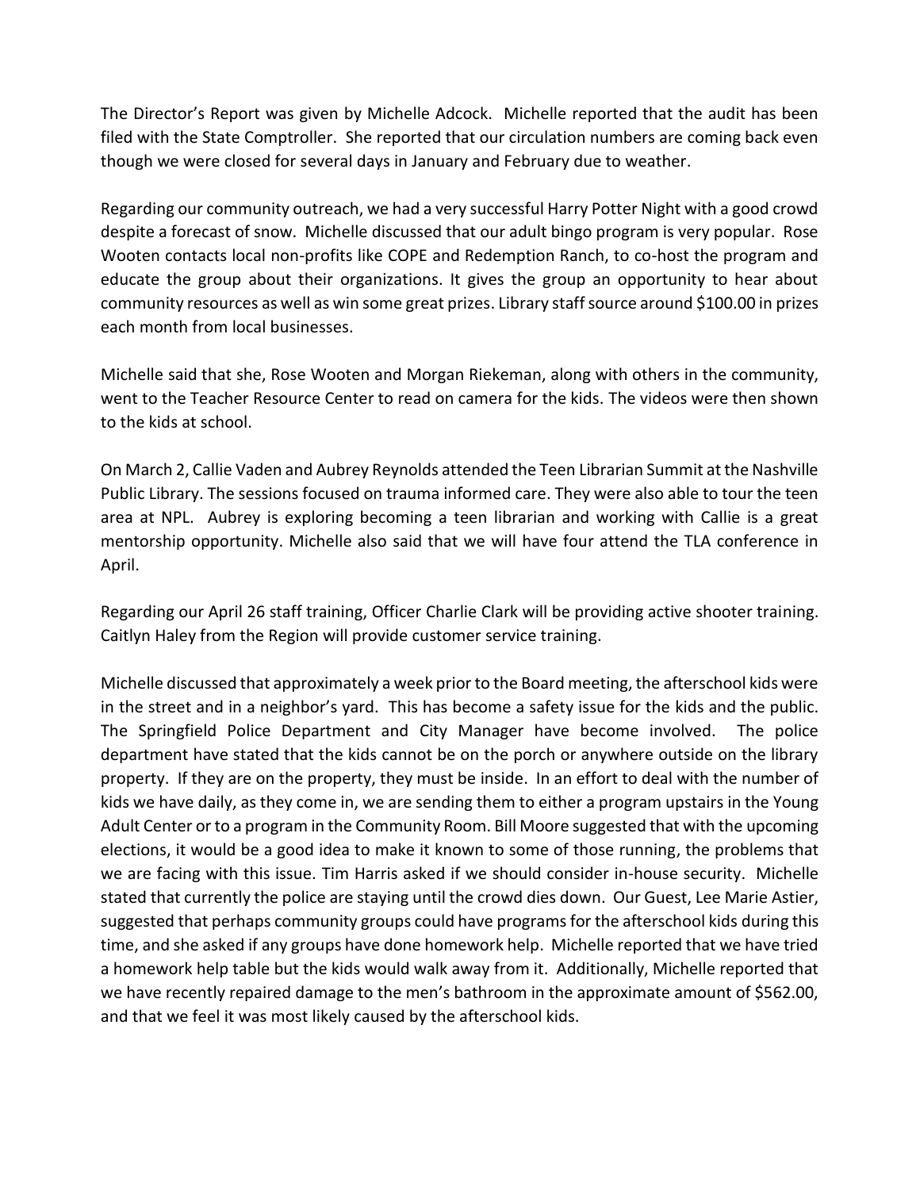The Director's Report was given by Michelle Adcock. Michelle reported that the audit has been filed with the State Comptroller. She reported that our circulation numbers are coming back even though we were closed for several days in January and February due to weather.

Regarding our community outreach, we had a very successful Harry Potter Night with a good crowd despite a forecast of snow. Michelle discussed that our adult bingo program is very popular. Rose Wooten contacts local non-profits like COPE and Redemption Ranch, to co-host the program and educate the group about their organizations. It gives the group an opportunity to hear about community resources as well as win some great prizes. Library staff source around $100.00 in prizes each month from local businesses.

Michelle said that she, Rose Wooten and Morgan Riekeman, along with others in the community, went to the Teacher Resource Center to read on camera for the kids. The videos were then shown to the kids at school.

On March 2, Callie Vaden and Aubrey Reynolds attended the Teen Librarian Summit at the Nashville Public Library. The sessions focused on trauma informed care. They were also able to tour the teen area at NPL. Aubrey is exploring becoming a teen librarian and working with Callie is a great mentorship opportunity. Michelle also said that we will have four attend the TLA conference in April.

Regarding our April 26 staff training, Officer Charlie Clark will be providing active shooter training. Caitlyn Haley from the Region will provide customer service training.

Michelle discussed that approximately a week prior to the Board meeting, the afterschool kids were in the street and in a neighbor's yard. This has become a safety issue for the kids and the public. The Springfield Police Department and City Manager have become involved. The police department have stated that the kids cannot be on the porch or anywhere outside on the library property. If they are on the property, they must be inside. In an effort to deal with the number of kids we have daily, as they come in, we are sending them to either a program upstairs in the Young Adult Center or to a program in the Community Room. Bill Moore suggested that with the upcoming elections, it would be a good idea to make it known to some of those running, the problems that we are facing with this issue. Tim Harris asked if we should consider in-house security. Michelle stated that currently the police are staying until the crowd dies down. Our Guest, Lee Marie Astier, suggested that perhaps community groups could have programs for the afterschool kids during this time, and she asked if any groups have done homework help. Michelle reported that we have tried a homework help table but the kids would walk away from it. Additionally, Michelle reported that we have recently repaired damage to the men's bathroom in the approximate amount of $562.00, and that we feel it was most likely caused by the afterschool kids.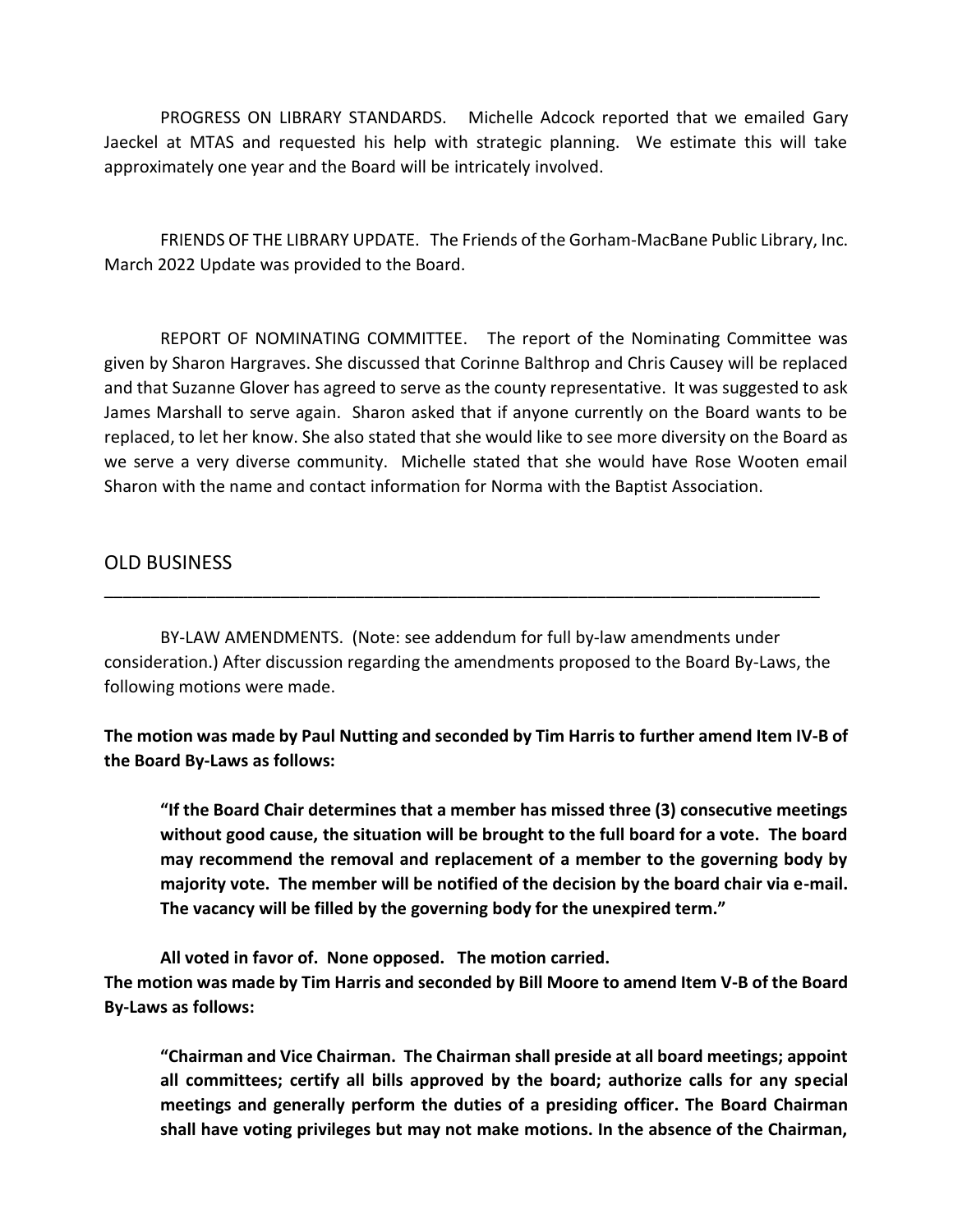PROGRESS ON LIBRARY STANDARDS. Michelle Adcock reported that we emailed Gary Jaeckel at MTAS and requested his help with strategic planning. We estimate this will take approximately one year and the Board will be intricately involved.

FRIENDS OF THE LIBRARY UPDATE. The Friends of the Gorham-MacBane Public Library, Inc. March 2022 Update was provided to the Board.

REPORT OF NOMINATING COMMITTEE. The report of the Nominating Committee was given by Sharon Hargraves. She discussed that Corinne Balthrop and Chris Causey will be replaced and that Suzanne Glover has agreed to serve as the county representative. It was suggested to ask James Marshall to serve again. Sharon asked that if anyone currently on the Board wants to be replaced, to let her know. She also stated that she would like to see more diversity on the Board as we serve a very diverse community. Michelle stated that she would have Rose Wooten email Sharon with the name and contact information for Norma with the Baptist Association.

## OLD BUSINESS

---

BY-LAW AMENDMENTS. (Note: see addendum for full by-law amendments under consideration.) After discussion regarding the amendments proposed to the Board By-Laws, the following motions were made.

**The motion was made by Paul Nutting and seconded by Tim Harris to further amend Item IV-B of the Board By-Laws as follows:**

> **"If the Board Chair determines that a member has missed three (3) consecutive meetings without good cause, the situation will be brought to the full board for a vote. The board may recommend the removal and replacement of a member to the governing body by majority vote. The member will be notified of the decision by the board chair via e-mail. The vacancy will be filled by the governing body for the unexpired term."**

**All voted in favor of. None opposed. The motion carried.**

**The motion was made by Tim Harris and seconded by Bill Moore to amend Item V-B of the Board By-Laws as follows:**

> **"Chairman and Vice Chairman. The Chairman shall preside at all board meetings; appoint all committees; certify all bills approved by the board; authorize calls for any special meetings and generally perform the duties of a presiding officer. The Board Chairman shall have voting privileges but may not make motions. In the absence of the Chairman,**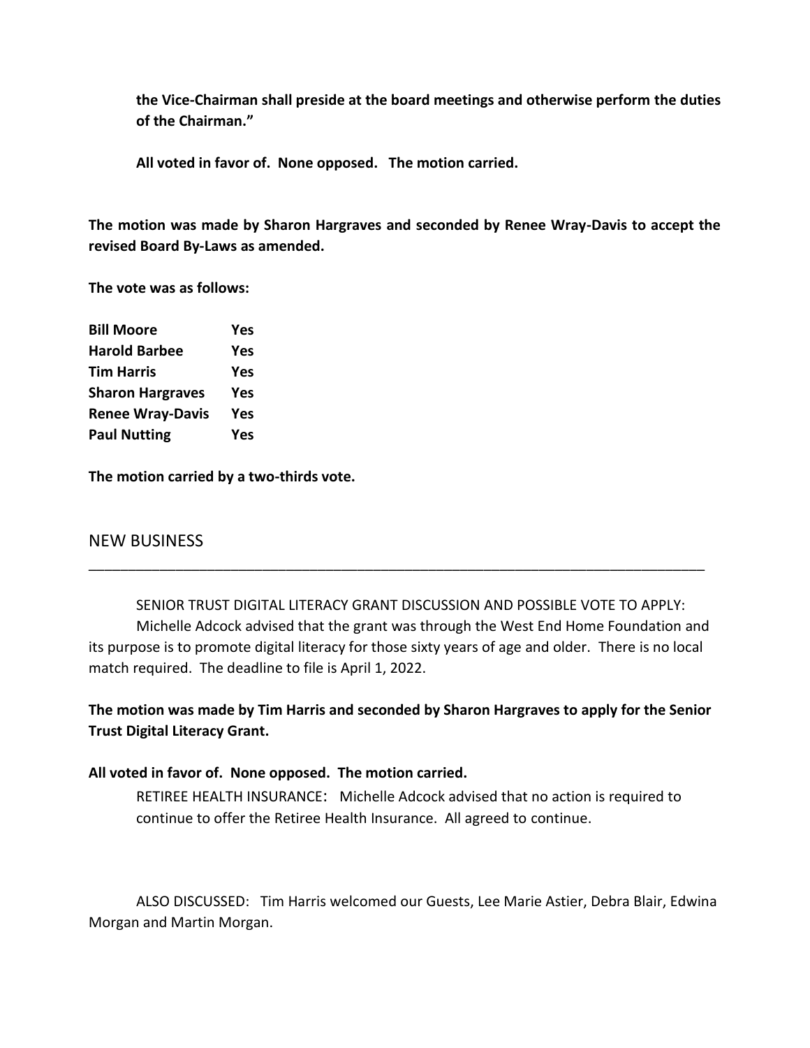**the Vice-Chairman shall preside at the board meetings and otherwise perform the duties of the Chairman."**

**All voted in favor of. None opposed. The motion carried.**

**The motion was made by Sharon Hargraves and seconded by Renee Wray-Davis to accept the revised Board By-Laws as amended.**

**The vote was as follows:**

| | |
|---|---|
| **Bill Moore** | **Yes** |
| **Harold Barbee** | **Yes** |
| **Tim Harris** | **Yes** |
| **Sharon Hargraves** | **Yes** |
| **Renee Wray-Davis** | **Yes** |
| **Paul Nutting** | **Yes** |

**The motion carried by a two-thirds vote.**

## NEW BUSINESS

SENIOR TRUST DIGITAL LITERACY GRANT DISCUSSION AND POSSIBLE VOTE TO APPLY: Michelle Adcock advised that the grant was through the West End Home Foundation and its purpose is to promote digital literacy for those sixty years of age and older. There is no local match required. The deadline to file is April 1, 2022.

**The motion was made by Tim Harris and seconded by Sharon Hargraves to apply for the Senior Trust Digital Literacy Grant.**

**All voted in favor of. None opposed. The motion carried.**

RETIREE HEALTH INSURANCE: Michelle Adcock advised that no action is required to continue to offer the Retiree Health Insurance. All agreed to continue.

ALSO DISCUSSED: Tim Harris welcomed our Guests, Lee Marie Astier, Debra Blair, Edwina Morgan and Martin Morgan.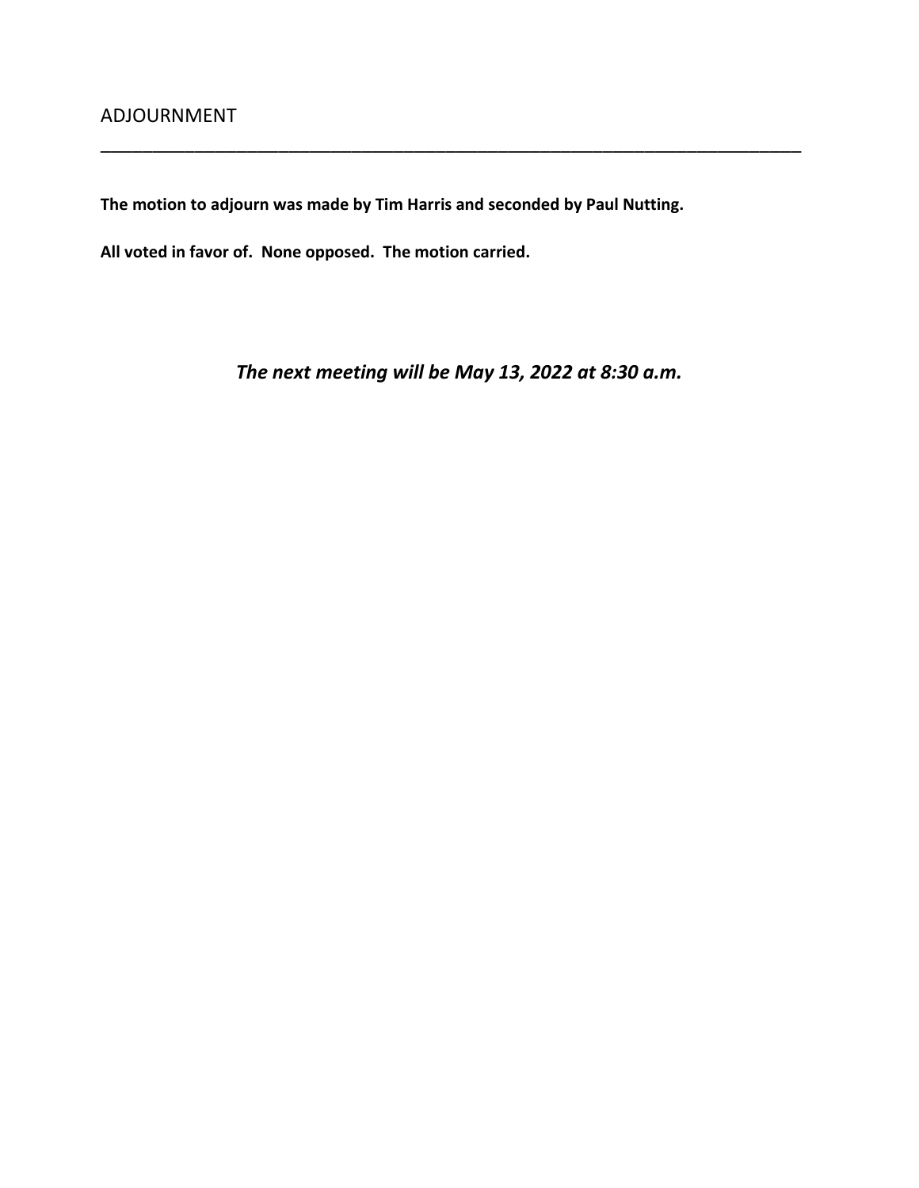## ADJOURNMENT

---

**The motion to adjourn was made by Tim Harris and seconded by Paul Nutting.**

**All voted in favor of. None opposed. The motion carried.**

***The next meeting will be May 13, 2022 at 8:30 a.m.***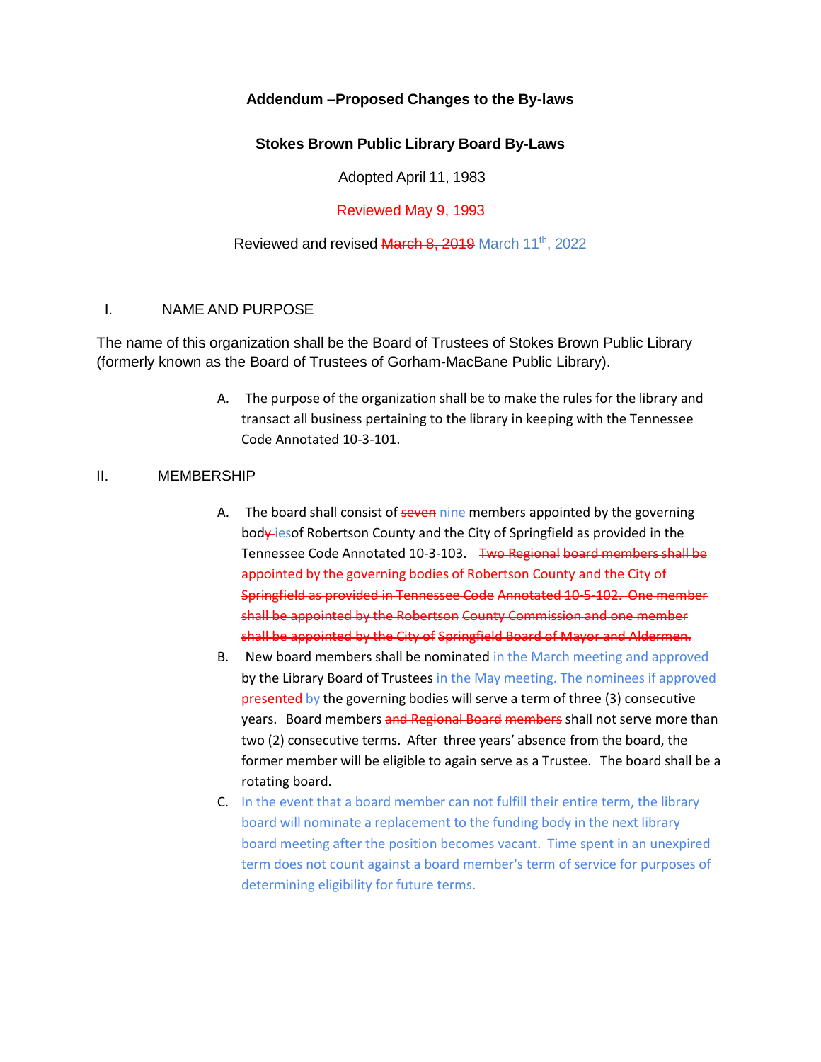**Addendum –Proposed Changes to the By-laws**

**Stokes Brown Public Library Board By-Laws**

Adopted April 11, 1983

~~Reviewed May 9, 1993~~

Reviewed and revised ~~March 8, 2019~~ March 11th, 2022

## I. NAME AND PURPOSE

The name of this organization shall be the Board of Trustees of Stokes Brown Public Library (formerly known as the Board of Trustees of Gorham-MacBane Public Library).

A. The purpose of the organization shall be to make the rules for the library and transact all business pertaining to the library in keeping with the Tennessee Code Annotated 10-3-101.

## II. MEMBERSHIP

A. The board shall consist of ~~seven~~ nine members appointed by the governing bod~~y~~ iesof Robertson County and the City of Springfield as provided in the Tennessee Code Annotated 10-3-103. ~~Two Regional board members shall be appointed by the governing bodies of Robertson County and the City of Springfield as provided in Tennessee Code Annotated 10-5-102. One member shall be appointed by the Robertson County Commission and one member shall be appointed by the City of Springfield Board of Mayor and Aldermen.~~

B. New board members shall be nominated in the March meeting and approved by the Library Board of Trustees in the May meeting. The nominees if approved ~~presented~~ by the governing bodies will serve a term of three (3) consecutive years. Board members ~~and Regional Board members~~ shall not serve more than two (2) consecutive terms. After three years' absence from the board, the former member will be eligible to again serve as a Trustee. The board shall be a rotating board.

C. In the event that a board member can not fulfill their entire term, the library board will nominate a replacement to the funding body in the next library board meeting after the position becomes vacant. Time spent in an unexpired term does not count against a board member's term of service for purposes of determining eligibility for future terms.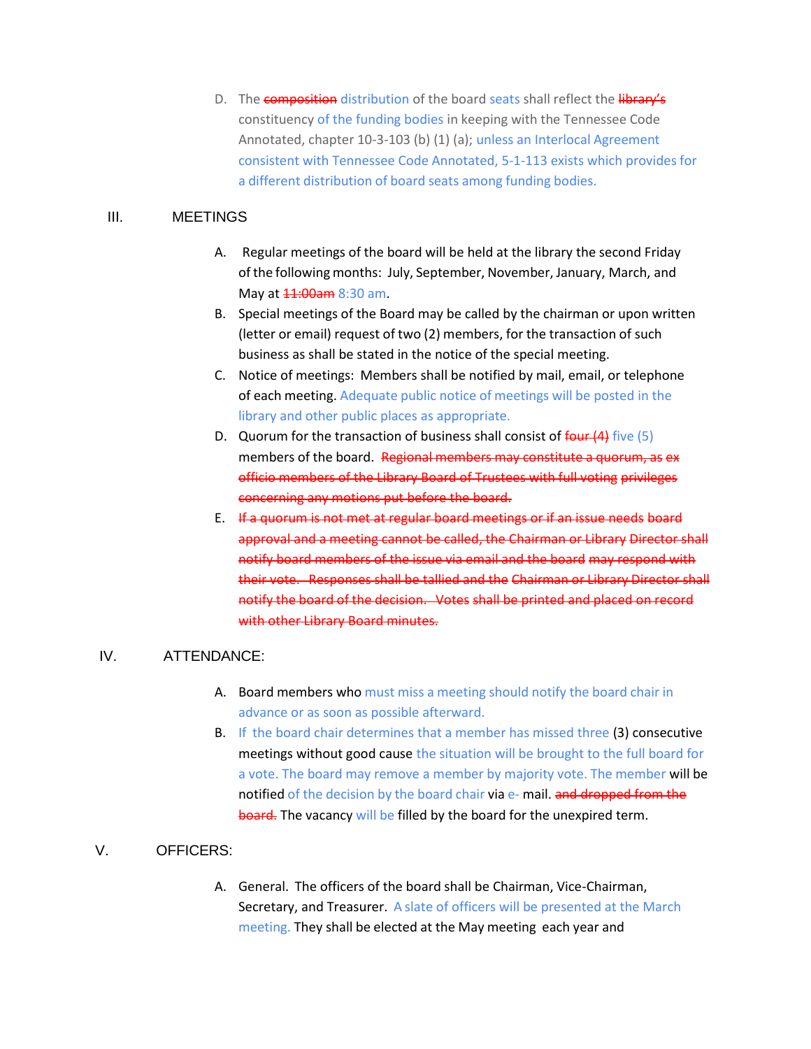D. The ~~composition~~ distribution of the board seats shall reflect the ~~library's~~ constituency of the funding bodies in keeping with the Tennessee Code Annotated, chapter 10-3-103 (b) (1) (a); unless an Interlocal Agreement consistent with Tennessee Code Annotated, 5-1-113 exists which provides for a different distribution of board seats among funding bodies.

## III. MEETINGS

A. Regular meetings of the board will be held at the library the second Friday of the following months: July, September, November, January, March, and May at ~~11:00am~~ 8:30 am.

B. Special meetings of the Board may be called by the chairman or upon written (letter or email) request of two (2) members, for the transaction of such business as shall be stated in the notice of the special meeting.

C. Notice of meetings: Members shall be notified by mail, email, or telephone of each meeting. Adequate public notice of meetings will be posted in the library and other public places as appropriate.

D. Quorum for the transaction of business shall consist of ~~four (4)~~ five (5) members of the board. ~~Regional members may constitute a quorum, as ex officio members of the Library Board of Trustees with full voting privileges concerning any motions put before the board.~~

E. ~~If a quorum is not met at regular board meetings or if an issue needs board approval and a meeting cannot be called, the Chairman or Library Director shall notify board members of the issue via email and the board may respond with their vote. Responses shall be tallied and the Chairman or Library Director shall notify the board of the decision. Votes shall be printed and placed on record with other Library Board minutes.~~

## IV. ATTENDANCE:

A. Board members who must miss a meeting should notify the board chair in advance or as soon as possible afterward.

B. If the board chair determines that a member has missed three (3) consecutive meetings without good cause the situation will be brought to the full board for a vote. The board may remove a member by majority vote. The member will be notified of the decision by the board chair via e- mail. ~~and dropped from the board.~~ The vacancy will be filled by the board for the unexpired term.

## V. OFFICERS:

A. General. The officers of the board shall be Chairman, Vice-Chairman, Secretary, and Treasurer. A slate of officers will be presented at the March meeting. They shall be elected at the May meeting each year and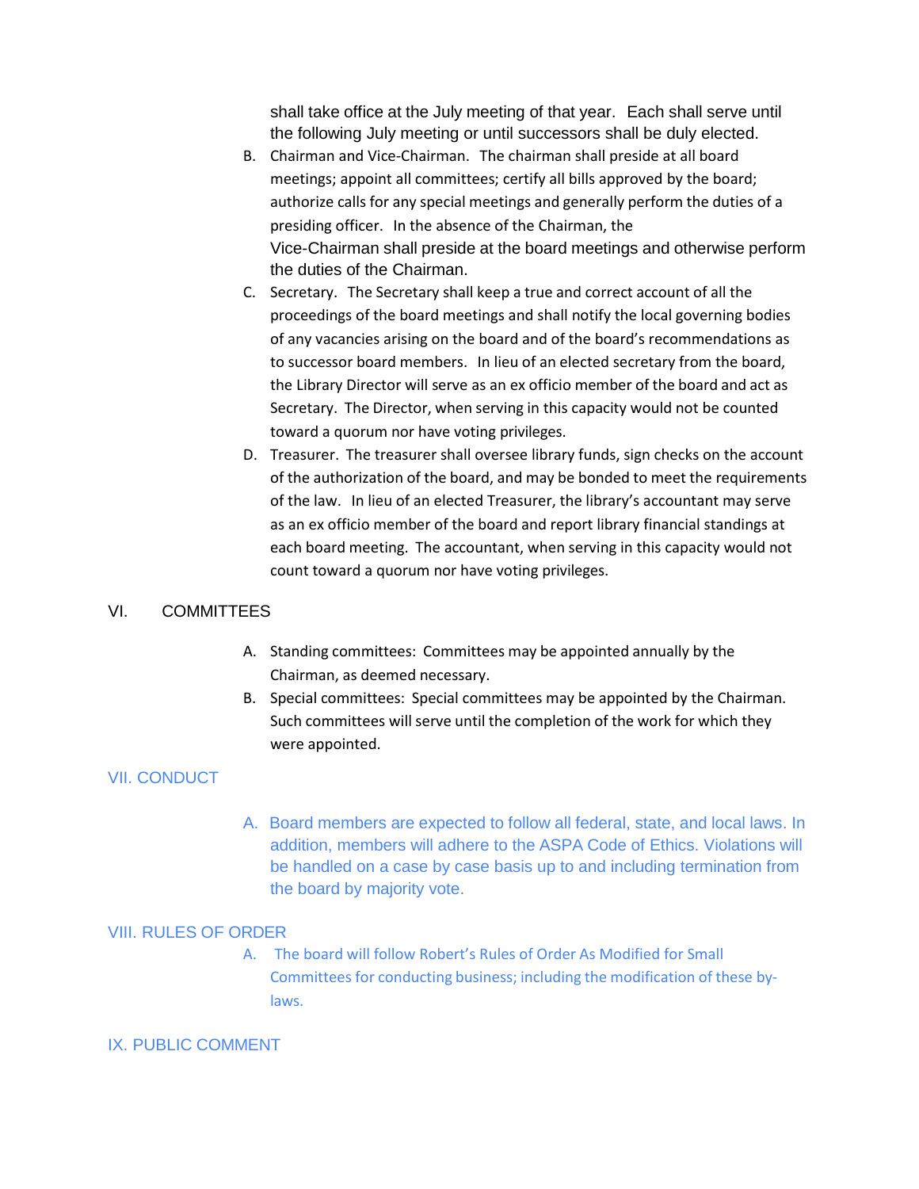shall take office at the July meeting of that year. Each shall serve until the following July meeting or until successors shall be duly elected.

B. Chairman and Vice-Chairman. The chairman shall preside at all board meetings; appoint all committees; certify all bills approved by the board; authorize calls for any special meetings and generally perform the duties of a presiding officer. In the absence of the Chairman, the Vice-Chairman shall preside at the board meetings and otherwise perform the duties of the Chairman.

C. Secretary. The Secretary shall keep a true and correct account of all the proceedings of the board meetings and shall notify the local governing bodies of any vacancies arising on the board and of the board's recommendations as to successor board members. In lieu of an elected secretary from the board, the Library Director will serve as an ex officio member of the board and act as Secretary. The Director, when serving in this capacity would not be counted toward a quorum nor have voting privileges.

D. Treasurer. The treasurer shall oversee library funds, sign checks on the account of the authorization of the board, and may be bonded to meet the requirements of the law. In lieu of an elected Treasurer, the library's accountant may serve as an ex officio member of the board and report library financial standings at each board meeting. The accountant, when serving in this capacity would not count toward a quorum nor have voting privileges.

## VI. COMMITTEES

A. Standing committees: Committees may be appointed annually by the Chairman, as deemed necessary.

B. Special committees: Special committees may be appointed by the Chairman. Such committees will serve until the completion of the work for which they were appointed.

## VII. CONDUCT

A. Board members are expected to follow all federal, state, and local laws. In addition, members will adhere to the ASPA Code of Ethics. Violations will be handled on a case by case basis up to and including termination from the board by majority vote.

## VIII. RULES OF ORDER

A. The board will follow Robert's Rules of Order As Modified for Small Committees for conducting business; including the modification of these by-laws.

## IX. PUBLIC COMMENT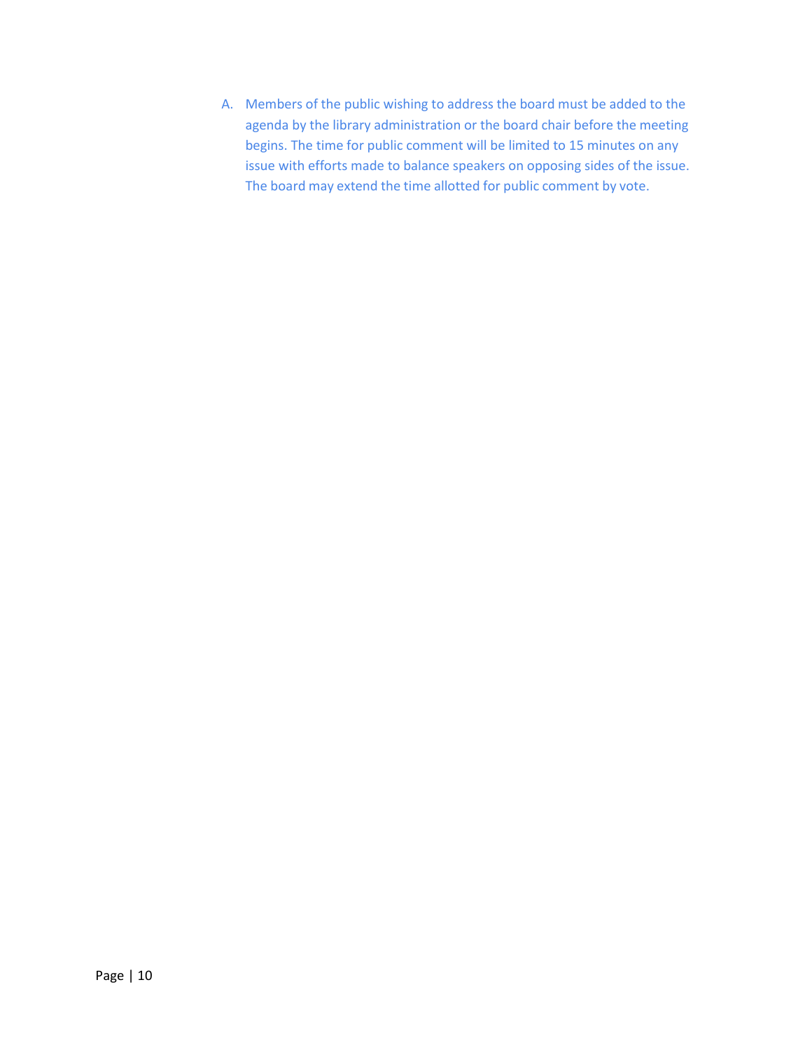A. Members of the public wishing to address the board must be added to the agenda by the library administration or the board chair before the meeting begins. The time for public comment will be limited to 15 minutes on any issue with efforts made to balance speakers on opposing sides of the issue. The board may extend the time allotted for public comment by vote.